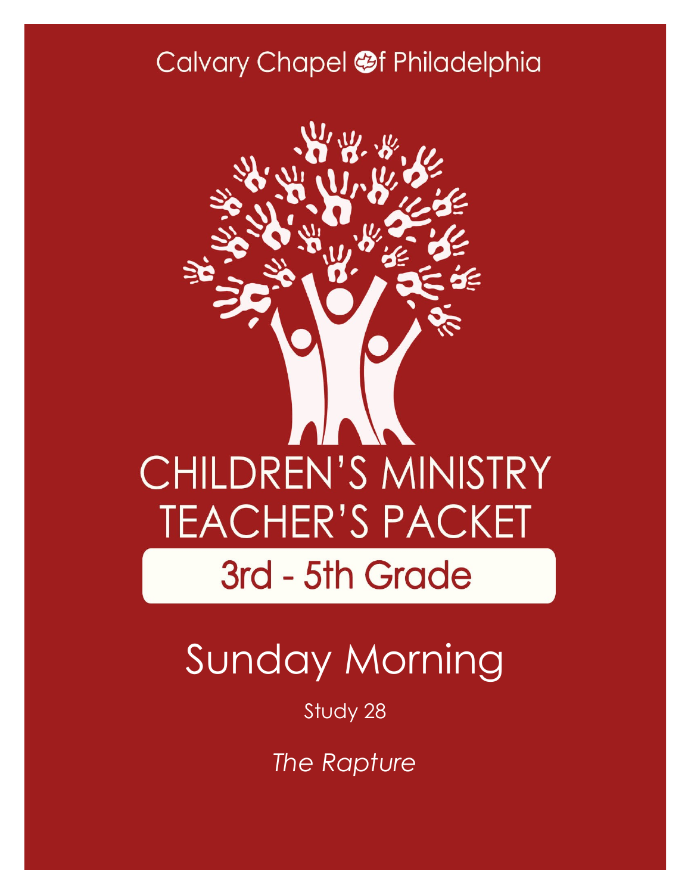Calvary Chapel of Philadelphia

# CHILDREN'S MINISTRY TEACHER'S PACKET

## 3rd - 5th Grade

# Sunday Morning

Study 28

*The Rapture*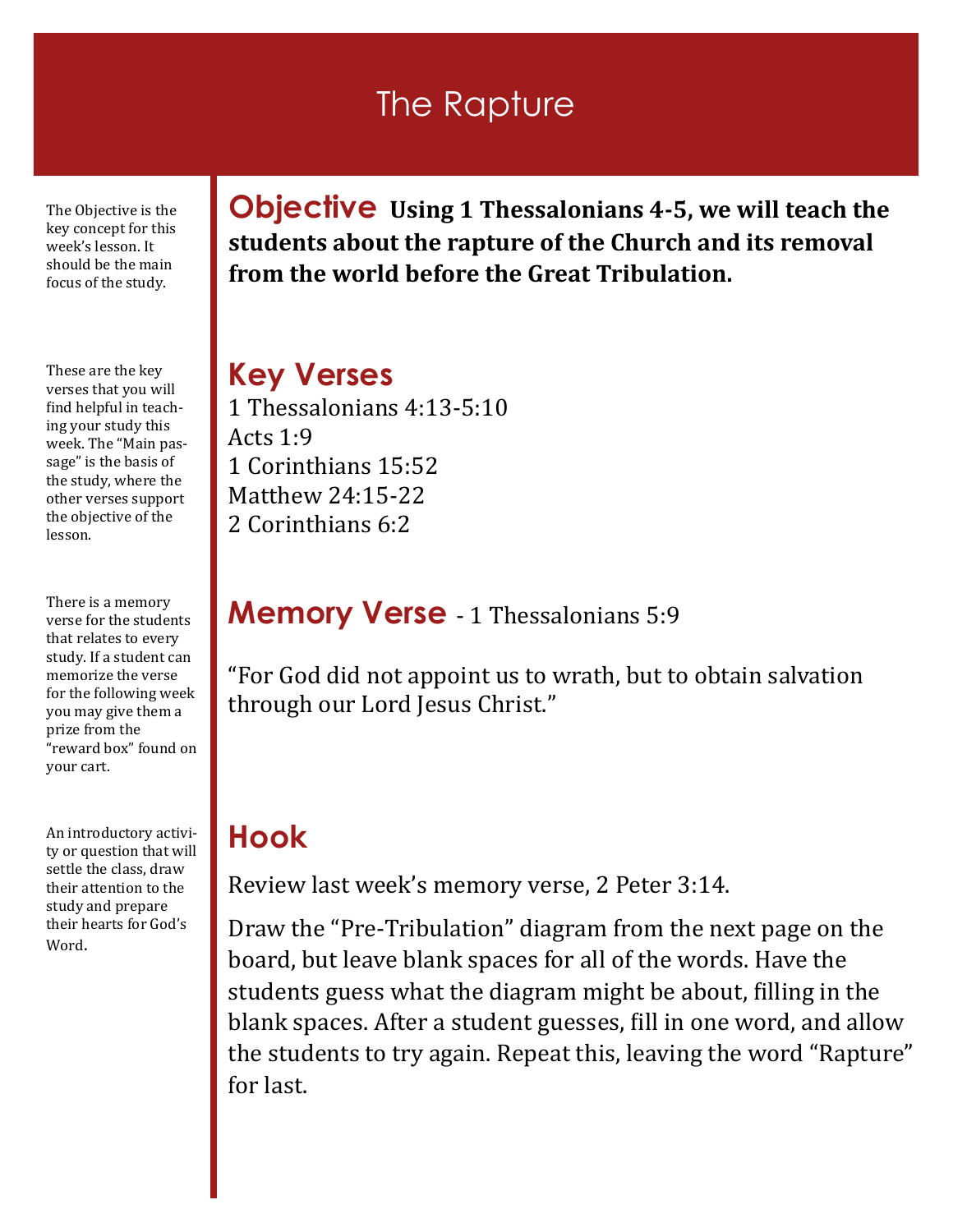# The Rapture

The Objective is the key concept for this week's lesson. It should be the main focus of the study.

## Objective

**Using 1 Thessalonians 4-5, we will teach the students about the rapture of the Church and its removal from the world before the Great Tribulation.**

These are the key verses that you will find helpful in teaching your study this week. The "Main passage" is the basis of the study, where the other verses support the objective of the lesson.

## Key Verses

1 Thessalonians 4:13-5:10
Acts 1:9
1 Corinthians 15:52
Matthew 24:15-22
2 Corinthians 6:2

There is a memory verse for the students that relates to every study. If a student can memorize the verse for the following week you may give them a prize from the "reward box" found on your cart.

## Memory Verse - 1 Thessalonians 5:9

"For God did not appoint us to wrath, but to obtain salvation through our Lord Jesus Christ."

An introductory activity or question that will settle the class, draw their attention to the study and prepare their hearts for God's Word.

## Hook

Review last week's memory verse, 2 Peter 3:14.

Draw the "Pre-Tribulation" diagram from the next page on the board, but leave blank spaces for all of the words. Have the students guess what the diagram might be about, filling in the blank spaces. After a student guesses, fill in one word, and allow the students to try again. Repeat this, leaving the word "Rapture" for last.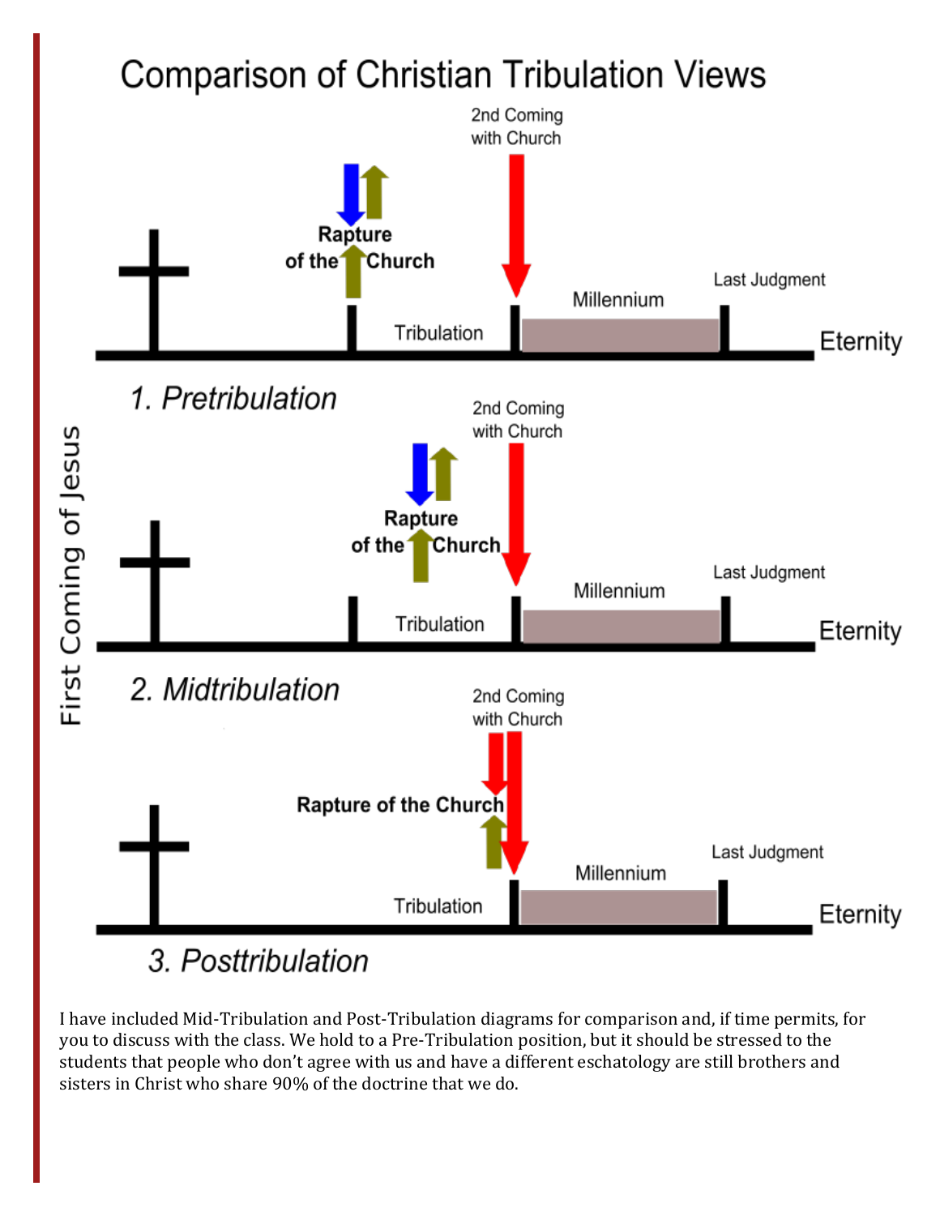# Comparison of Christian Tribulation Views

First Coming of Jesus

*1. Pretribulation*

Rapture of the Church — Tribulation — 2nd Coming with Church — Millennium — Last Judgment — Eternity

*2. Midtribulation*

Rapture of the Church — Tribulation — 2nd Coming with Church — Millennium — Last Judgment — Eternity

*3. Posttribulation*

Tribulation — Rapture of the Church — 2nd Coming with Church — Millennium — Last Judgment — Eternity

I have included Mid-Tribulation and Post-Tribulation diagrams for comparison and, if time permits, for you to discuss with the class. We hold to a Pre-Tribulation position, but it should be stressed to the students that people who don't agree with us and have a different eschatology are still brothers and sisters in Christ who share 90% of the doctrine that we do.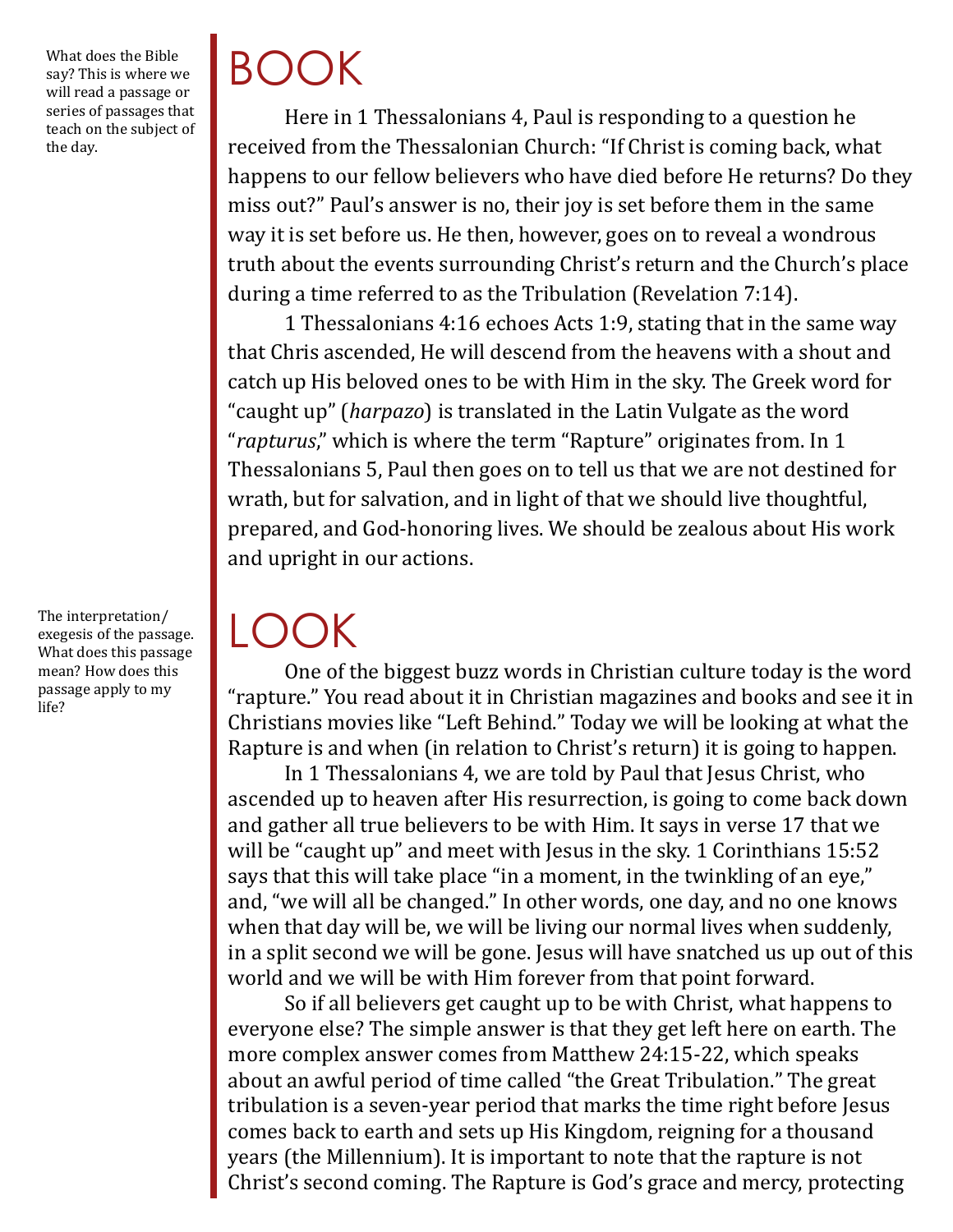What does the Bible say? This is where we will read a passage or series of passages that teach on the subject of the day.

# BOOK

Here in 1 Thessalonians 4, Paul is responding to a question he received from the Thessalonian Church: "If Christ is coming back, what happens to our fellow believers who have died before He returns? Do they miss out?" Paul's answer is no, their joy is set before them in the same way it is set before us. He then, however, goes on to reveal a wondrous truth about the events surrounding Christ's return and the Church's place during a time referred to as the Tribulation (Revelation 7:14).

1 Thessalonians 4:16 echoes Acts 1:9, stating that in the same way that Chris ascended, He will descend from the heavens with a shout and catch up His beloved ones to be with Him in the sky. The Greek word for "caught up" (*harpazo*) is translated in the Latin Vulgate as the word "*rapturus*," which is where the term "Rapture" originates from. In 1 Thessalonians 5, Paul then goes on to tell us that we are not destined for wrath, but for salvation, and in light of that we should live thoughtful, prepared, and God-honoring lives. We should be zealous about His work and upright in our actions.

The interpretation/exegesis of the passage. What does this passage mean? How does this passage apply to my life?

# LOOK

One of the biggest buzz words in Christian culture today is the word "rapture." You read about it in Christian magazines and books and see it in Christians movies like "Left Behind." Today we will be looking at what the Rapture is and when (in relation to Christ's return) it is going to happen.

In 1 Thessalonians 4, we are told by Paul that Jesus Christ, who ascended up to heaven after His resurrection, is going to come back down and gather all true believers to be with Him. It says in verse 17 that we will be "caught up" and meet with Jesus in the sky. 1 Corinthians 15:52 says that this will take place "in a moment, in the twinkling of an eye," and, "we will all be changed." In other words, one day, and no one knows when that day will be, we will be living our normal lives when suddenly, in a split second we will be gone. Jesus will have snatched us up out of this world and we will be with Him forever from that point forward.

So if all believers get caught up to be with Christ, what happens to everyone else? The simple answer is that they get left here on earth. The more complex answer comes from Matthew 24:15-22, which speaks about an awful period of time called "the Great Tribulation." The great tribulation is a seven-year period that marks the time right before Jesus comes back to earth and sets up His Kingdom, reigning for a thousand years (the Millennium). It is important to note that the rapture is not Christ's second coming. The Rapture is God's grace and mercy, protecting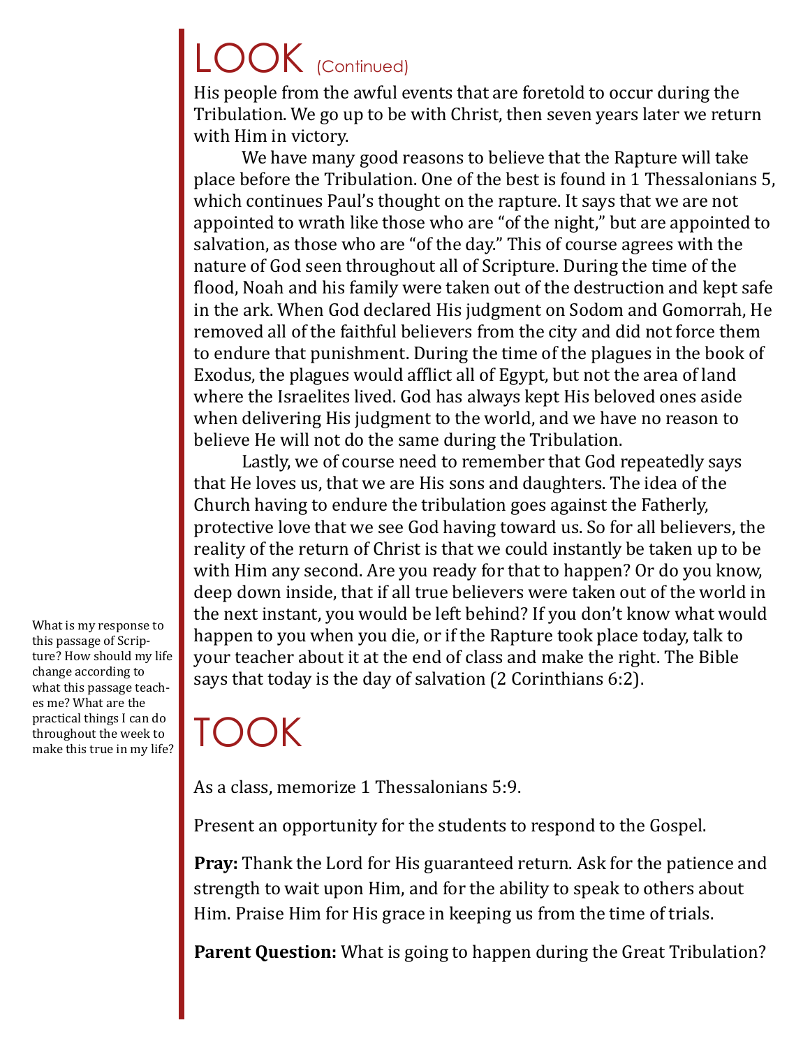# LOOK (Continued)

His people from the awful events that are foretold to occur during the Tribulation. We go up to be with Christ, then seven years later we return with Him in victory.

We have many good reasons to believe that the Rapture will take place before the Tribulation. One of the best is found in 1 Thessalonians 5, which continues Paul's thought on the rapture. It says that we are not appointed to wrath like those who are "of the night," but are appointed to salvation, as those who are "of the day." This of course agrees with the nature of God seen throughout all of Scripture. During the time of the flood, Noah and his family were taken out of the destruction and kept safe in the ark. When God declared His judgment on Sodom and Gomorrah, He removed all of the faithful believers from the city and did not force them to endure that punishment. During the time of the plagues in the book of Exodus, the plagues would afflict all of Egypt, but not the area of land where the Israelites lived. God has always kept His beloved ones aside when delivering His judgment to the world, and we have no reason to believe He will not do the same during the Tribulation.

Lastly, we of course need to remember that God repeatedly says that He loves us, that we are His sons and daughters. The idea of the Church having to endure the tribulation goes against the Fatherly, protective love that we see God having toward us. So for all believers, the reality of the return of Christ is that we could instantly be taken up to be with Him any second. Are you ready for that to happen? Or do you know, deep down inside, that if all true believers were taken out of the world in the next instant, you would be left behind? If you don't know what would happen to you when you die, or if the Rapture took place today, talk to your teacher about it at the end of class and make the right. The Bible says that today is the day of salvation (2 Corinthians 6:2).

What is my response to this passage of Scripture? How should my life change according to what this passage teaches me? What are the practical things I can do throughout the week to make this true in my life?

# TOOK

As a class, memorize 1 Thessalonians 5:9.

Present an opportunity for the students to respond to the Gospel.

**Pray:** Thank the Lord for His guaranteed return. Ask for the patience and strength to wait upon Him, and for the ability to speak to others about Him. Praise Him for His grace in keeping us from the time of trials.

**Parent Question:** What is going to happen during the Great Tribulation?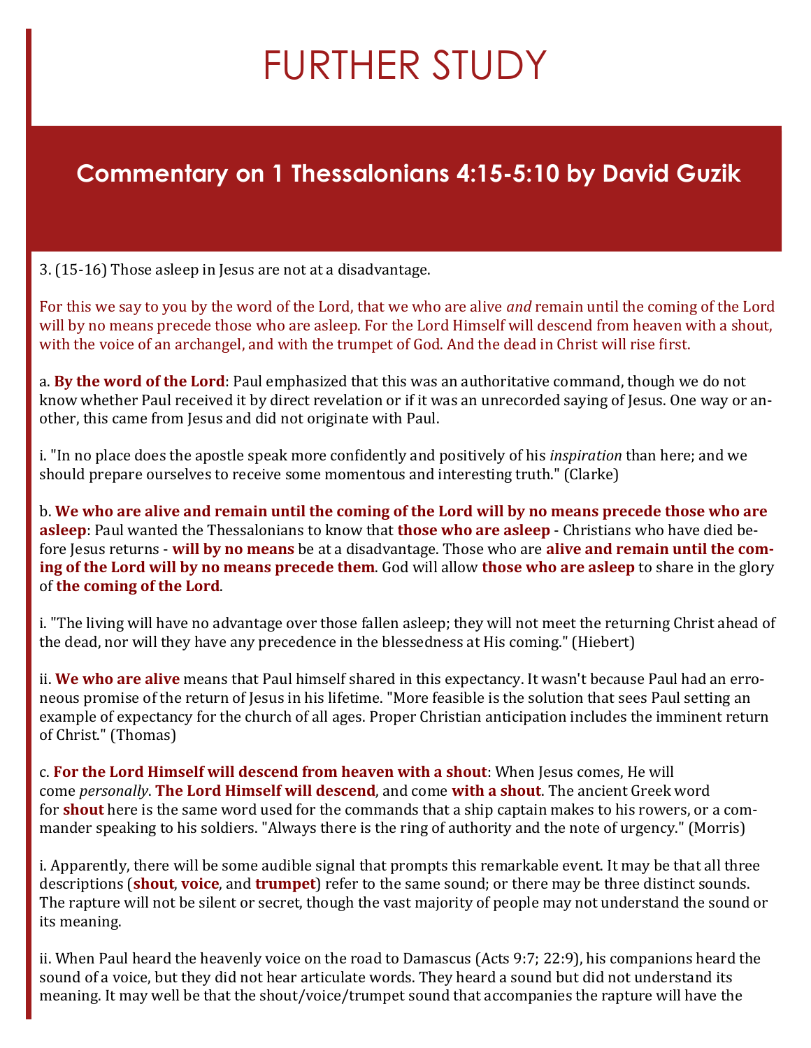# FURTHER STUDY

## Commentary on 1 Thessalonians 4:15-5:10 by David Guzik

3. (15-16) Those asleep in Jesus are not at a disadvantage.

For this we say to you by the word of the Lord, that we who are alive *and* remain until the coming of the Lord will by no means precede those who are asleep. For the Lord Himself will descend from heaven with a shout, with the voice of an archangel, and with the trumpet of God. And the dead in Christ will rise first.

a. **By the word of the Lord**: Paul emphasized that this was an authoritative command, though we do not know whether Paul received it by direct revelation or if it was an unrecorded saying of Jesus. One way or another, this came from Jesus and did not originate with Paul.

i. "In no place does the apostle speak more confidently and positively of his *inspiration* than here; and we should prepare ourselves to receive some momentous and interesting truth." (Clarke)

b. **We who are alive and remain until the coming of the Lord will by no means precede those who are asleep**: Paul wanted the Thessalonians to know that **those who are asleep** - Christians who have died before Jesus returns - **will by no means** be at a disadvantage. Those who are **alive and remain until the coming of the Lord will by no means precede them**. God will allow **those who are asleep** to share in the glory of **the coming of the Lord**.

i. "The living will have no advantage over those fallen asleep; they will not meet the returning Christ ahead of the dead, nor will they have any precedence in the blessedness at His coming." (Hiebert)

ii. **We who are alive** means that Paul himself shared in this expectancy. It wasn't because Paul had an erroneous promise of the return of Jesus in his lifetime. "More feasible is the solution that sees Paul setting an example of expectancy for the church of all ages. Proper Christian anticipation includes the imminent return of Christ." (Thomas)

c. **For the Lord Himself will descend from heaven with a shout**: When Jesus comes, He will come *personally*. **The Lord Himself will descend**, and come **with a shout**. The ancient Greek word for **shout** here is the same word used for the commands that a ship captain makes to his rowers, or a commander speaking to his soldiers. "Always there is the ring of authority and the note of urgency." (Morris)

i. Apparently, there will be some audible signal that prompts this remarkable event. It may be that all three descriptions (**shout**, **voice**, and **trumpet**) refer to the same sound; or there may be three distinct sounds. The rapture will not be silent or secret, though the vast majority of people may not understand the sound or its meaning.

ii. When Paul heard the heavenly voice on the road to Damascus (Acts 9:7; 22:9), his companions heard the sound of a voice, but they did not hear articulate words. They heard a sound but did not understand its meaning. It may well be that the shout/voice/trumpet sound that accompanies the rapture will have the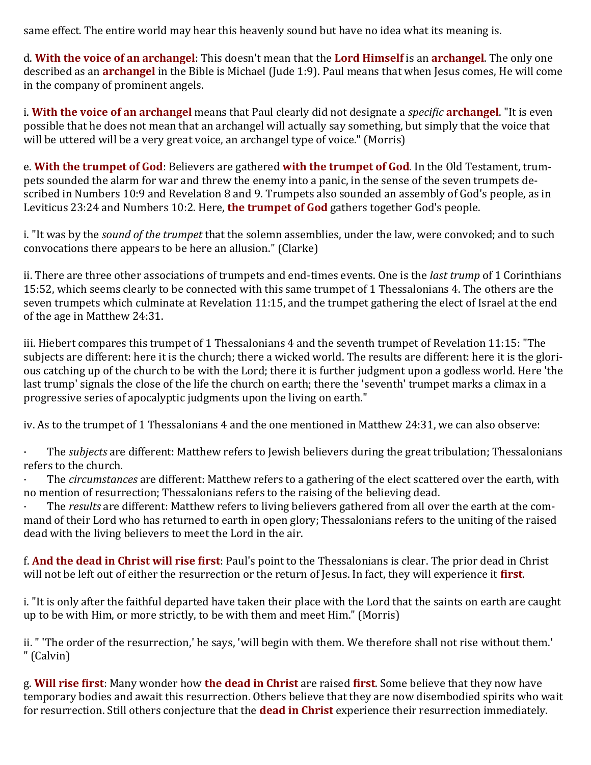same effect. The entire world may hear this heavenly sound but have no idea what its meaning is.

d. **With the voice of an archangel**: This doesn't mean that the **Lord Himself** is an **archangel**. The only one described as an **archangel** in the Bible is Michael (Jude 1:9). Paul means that when Jesus comes, He will come in the company of prominent angels.

i. **With the voice of an archangel** means that Paul clearly did not designate a *specific* **archangel**. "It is even possible that he does not mean that an archangel will actually say something, but simply that the voice that will be uttered will be a very great voice, an archangel type of voice." (Morris)

e. **With the trumpet of God**: Believers are gathered **with the trumpet of God**. In the Old Testament, trumpets sounded the alarm for war and threw the enemy into a panic, in the sense of the seven trumpets described in Numbers 10:9 and Revelation 8 and 9. Trumpets also sounded an assembly of God's people, as in Leviticus 23:24 and Numbers 10:2. Here, **the trumpet of God** gathers together God's people.

i. "It was by the *sound of the trumpet* that the solemn assemblies, under the law, were convoked; and to such convocations there appears to be here an allusion." (Clarke)

ii. There are three other associations of trumpets and end-times events. One is the *last trump* of 1 Corinthians 15:52, which seems clearly to be connected with this same trumpet of 1 Thessalonians 4. The others are the seven trumpets which culminate at Revelation 11:15, and the trumpet gathering the elect of Israel at the end of the age in Matthew 24:31.

iii. Hiebert compares this trumpet of 1 Thessalonians 4 and the seventh trumpet of Revelation 11:15: "The subjects are different: here it is the church; there a wicked world. The results are different: here it is the glorious catching up of the church to be with the Lord; there it is further judgment upon a godless world. Here 'the last trump' signals the close of the life the church on earth; there the 'seventh' trumpet marks a climax in a progressive series of apocalyptic judgments upon the living on earth."

iv. As to the trumpet of 1 Thessalonians 4 and the one mentioned in Matthew 24:31, we can also observe:

- The *subjects* are different: Matthew refers to Jewish believers during the great tribulation; Thessalonians refers to the church.
- The *circumstances* are different: Matthew refers to a gathering of the elect scattered over the earth, with no mention of resurrection; Thessalonians refers to the raising of the believing dead.
- The *results* are different: Matthew refers to living believers gathered from all over the earth at the command of their Lord who has returned to earth in open glory; Thessalonians refers to the uniting of the raised dead with the living believers to meet the Lord in the air.

f. **And the dead in Christ will rise first**: Paul's point to the Thessalonians is clear. The prior dead in Christ will not be left out of either the resurrection or the return of Jesus. In fact, they will experience it **first**.

i. "It is only after the faithful departed have taken their place with the Lord that the saints on earth are caught up to be with Him, or more strictly, to be with them and meet Him." (Morris)

ii. " 'The order of the resurrection,' he says, 'will begin with them. We therefore shall not rise without them.' " (Calvin)

g. **Will rise first**: Many wonder how **the dead in Christ** are raised **first**. Some believe that they now have temporary bodies and await this resurrection. Others believe that they are now disembodied spirits who wait for resurrection. Still others conjecture that the **dead in Christ** experience their resurrection immediately.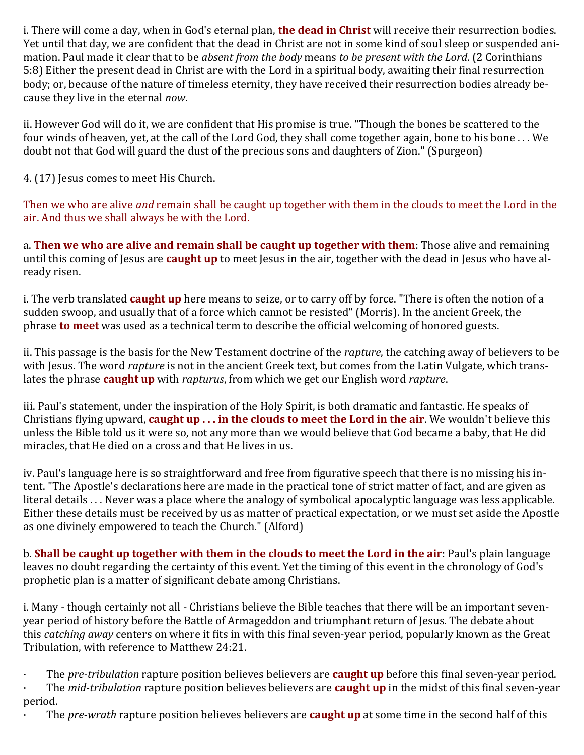i. There will come a day, when in God's eternal plan, **the dead in Christ** will receive their resurrection bodies. Yet until that day, we are confident that the dead in Christ are not in some kind of soul sleep or suspended animation. Paul made it clear that to be *absent from the body* means *to be present with the Lord*. (2 Corinthians 5:8) Either the present dead in Christ are with the Lord in a spiritual body, awaiting their final resurrection body; or, because of the nature of timeless eternity, they have received their resurrection bodies already because they live in the eternal *now*.

ii. However God will do it, we are confident that His promise is true. "Though the bones be scattered to the four winds of heaven, yet, at the call of the Lord God, they shall come together again, bone to his bone . . . We doubt not that God will guard the dust of the precious sons and daughters of Zion." (Spurgeon)

4. (17) Jesus comes to meet His Church.

Then we who are alive *and* remain shall be caught up together with them in the clouds to meet the Lord in the air. And thus we shall always be with the Lord.

a. **Then we who are alive and remain shall be caught up together with them**: Those alive and remaining until this coming of Jesus are **caught up** to meet Jesus in the air, together with the dead in Jesus who have already risen.

i. The verb translated **caught up** here means to seize, or to carry off by force. "There is often the notion of a sudden swoop, and usually that of a force which cannot be resisted" (Morris). In the ancient Greek, the phrase **to meet** was used as a technical term to describe the official welcoming of honored guests.

ii. This passage is the basis for the New Testament doctrine of the *rapture*, the catching away of believers to be with Jesus. The word *rapture* is not in the ancient Greek text, but comes from the Latin Vulgate, which translates the phrase **caught up** with *rapturus*, from which we get our English word *rapture*.

iii. Paul's statement, under the inspiration of the Holy Spirit, is both dramatic and fantastic. He speaks of Christians flying upward, **caught up . . . in the clouds to meet the Lord in the air**. We wouldn't believe this unless the Bible told us it were so, not any more than we would believe that God became a baby, that He did miracles, that He died on a cross and that He lives in us.

iv. Paul's language here is so straightforward and free from figurative speech that there is no missing his intent. "The Apostle's declarations here are made in the practical tone of strict matter of fact, and are given as literal details . . . Never was a place where the analogy of symbolical apocalyptic language was less applicable. Either these details must be received by us as matter of practical expectation, or we must set aside the Apostle as one divinely empowered to teach the Church." (Alford)

b. **Shall be caught up together with them in the clouds to meet the Lord in the air**: Paul's plain language leaves no doubt regarding the certainty of this event. Yet the timing of this event in the chronology of God's prophetic plan is a matter of significant debate among Christians.

i. Many - though certainly not all - Christians believe the Bible teaches that there will be an important seven-year period of history before the Battle of Armageddon and triumphant return of Jesus. The debate about this *catching away* centers on where it fits in with this final seven-year period, popularly known as the Great Tribulation, with reference to Matthew 24:21.

- The *pre-tribulation* rapture position believes believers are **caught up** before this final seven-year period.
- The *mid-tribulation* rapture position believes believers are **caught up** in the midst of this final seven-year period.
- The *pre-wrath* rapture position believes believers are **caught up** at some time in the second half of this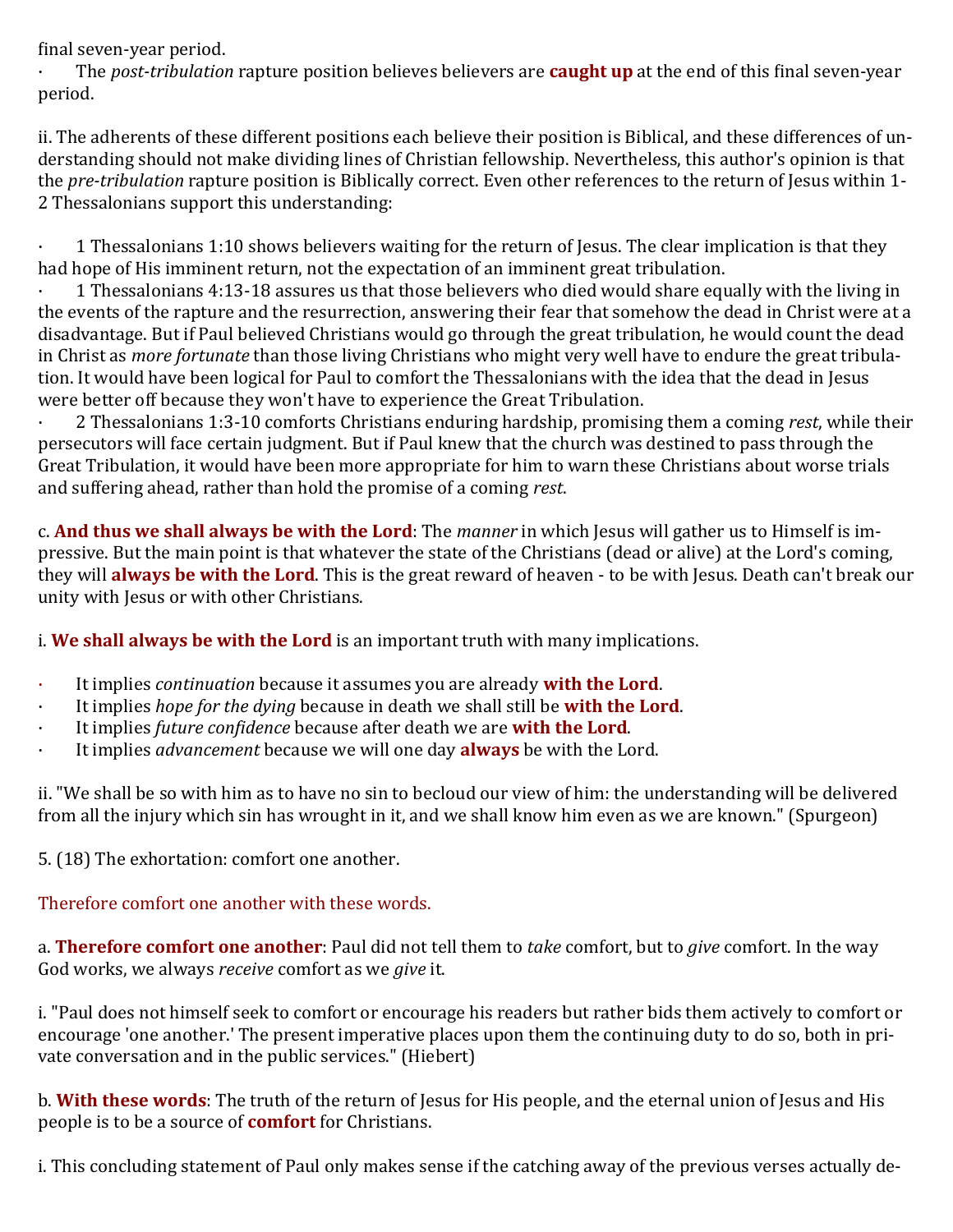final seven-year period.

· The *post-tribulation* rapture position believes believers are **caught up** at the end of this final seven-year period.

ii. The adherents of these different positions each believe their position is Biblical, and these differences of understanding should not make dividing lines of Christian fellowship. Nevertheless, this author's opinion is that the *pre-tribulation* rapture position is Biblically correct. Even other references to the return of Jesus within 1-2 Thessalonians support this understanding:

· 1 Thessalonians 1:10 shows believers waiting for the return of Jesus. The clear implication is that they had hope of His imminent return, not the expectation of an imminent great tribulation.

· 1 Thessalonians 4:13-18 assures us that those believers who died would share equally with the living in the events of the rapture and the resurrection, answering their fear that somehow the dead in Christ were at a disadvantage. But if Paul believed Christians would go through the great tribulation, he would count the dead in Christ as *more fortunate* than those living Christians who might very well have to endure the great tribulation. It would have been logical for Paul to comfort the Thessalonians with the idea that the dead in Jesus were better off because they won't have to experience the Great Tribulation.

· 2 Thessalonians 1:3-10 comforts Christians enduring hardship, promising them a coming *rest*, while their persecutors will face certain judgment. But if Paul knew that the church was destined to pass through the Great Tribulation, it would have been more appropriate for him to warn these Christians about worse trials and suffering ahead, rather than hold the promise of a coming *rest*.

c. **And thus we shall always be with the Lord**: The *manner* in which Jesus will gather us to Himself is impressive. But the main point is that whatever the state of the Christians (dead or alive) at the Lord's coming, they will **always be with the Lord**. This is the great reward of heaven - to be with Jesus. Death can't break our unity with Jesus or with other Christians.

i. **We shall always be with the Lord** is an important truth with many implications.

· It implies *continuation* because it assumes you are already **with the Lord**.
· It implies *hope for the dying* because in death we shall still be **with the Lord**.
· It implies *future confidence* because after death we are **with the Lord**.
· It implies *advancement* because we will one day **always** be with the Lord.

ii. "We shall be so with him as to have no sin to becloud our view of him: the understanding will be delivered from all the injury which sin has wrought in it, and we shall know him even as we are known." (Spurgeon)

5. (18) The exhortation: comfort one another.

Therefore comfort one another with these words.

a. **Therefore comfort one another**: Paul did not tell them to *take* comfort, but to *give* comfort. In the way God works, we always *receive* comfort as we *give* it.

i. "Paul does not himself seek to comfort or encourage his readers but rather bids them actively to comfort or encourage 'one another.' The present imperative places upon them the continuing duty to do so, both in private conversation and in the public services." (Hiebert)

b. **With these words**: The truth of the return of Jesus for His people, and the eternal union of Jesus and His people is to be a source of **comfort** for Christians.

i. This concluding statement of Paul only makes sense if the catching away of the previous verses actually de-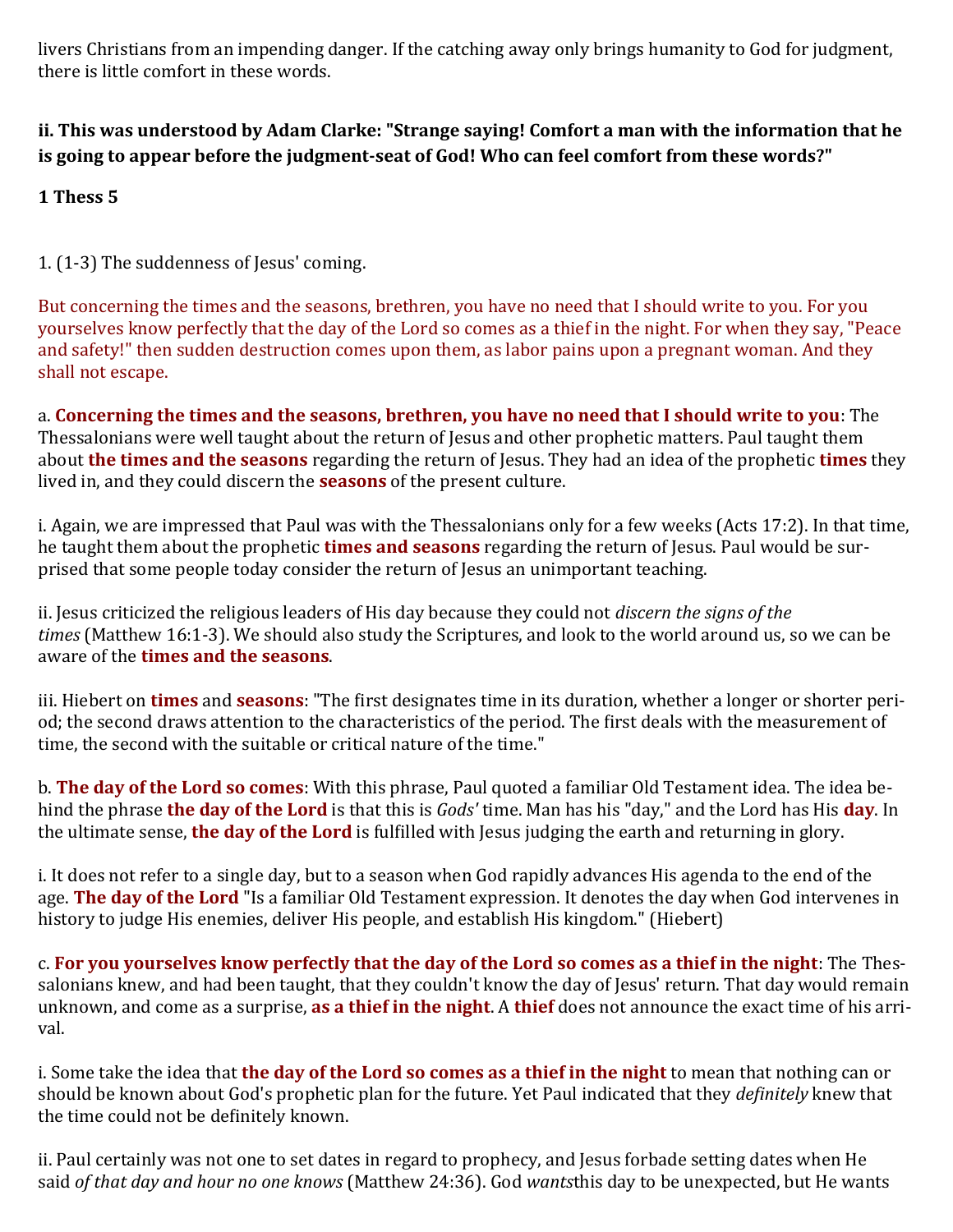livers Christians from an impending danger. If the catching away only brings humanity to God for judgment, there is little comfort in these words.

**ii. This was understood by Adam Clarke: "Strange saying! Comfort a man with the information that he is going to appear before the judgment-seat of God! Who can feel comfort from these words?"**

**1 Thess 5**

1. (1-3) The suddenness of Jesus' coming.

But concerning the times and the seasons, brethren, you have no need that I should write to you. For you yourselves know perfectly that the day of the Lord so comes as a thief in the night. For when they say, "Peace and safety!" then sudden destruction comes upon them, as labor pains upon a pregnant woman. And they shall not escape.

a. **Concerning the times and the seasons, brethren, you have no need that I should write to you**: The Thessalonians were well taught about the return of Jesus and other prophetic matters. Paul taught them about **the times and the seasons** regarding the return of Jesus. They had an idea of the prophetic **times** they lived in, and they could discern the **seasons** of the present culture.

i. Again, we are impressed that Paul was with the Thessalonians only for a few weeks (Acts 17:2). In that time, he taught them about the prophetic **times and seasons** regarding the return of Jesus. Paul would be surprised that some people today consider the return of Jesus an unimportant teaching.

ii. Jesus criticized the religious leaders of His day because they could not *discern the signs of the times* (Matthew 16:1-3). We should also study the Scriptures, and look to the world around us, so we can be aware of the **times and the seasons**.

iii. Hiebert on **times** and **seasons**: "The first designates time in its duration, whether a longer or shorter period; the second draws attention to the characteristics of the period. The first deals with the measurement of time, the second with the suitable or critical nature of the time."

b. **The day of the Lord so comes**: With this phrase, Paul quoted a familiar Old Testament idea. The idea behind the phrase **the day of the Lord** is that this is *Gods'* time. Man has his "day," and the Lord has His **day**. In the ultimate sense, **the day of the Lord** is fulfilled with Jesus judging the earth and returning in glory.

i. It does not refer to a single day, but to a season when God rapidly advances His agenda to the end of the age. **The day of the Lord** "Is a familiar Old Testament expression. It denotes the day when God intervenes in history to judge His enemies, deliver His people, and establish His kingdom." (Hiebert)

c. **For you yourselves know perfectly that the day of the Lord so comes as a thief in the night**: The Thessalonians knew, and had been taught, that they couldn't know the day of Jesus' return. That day would remain unknown, and come as a surprise, **as a thief in the night**. A **thief** does not announce the exact time of his arrival.

i. Some take the idea that **the day of the Lord so comes as a thief in the night** to mean that nothing can or should be known about God's prophetic plan for the future. Yet Paul indicated that they *definitely* knew that the time could not be definitely known.

ii. Paul certainly was not one to set dates in regard to prophecy, and Jesus forbade setting dates when He said *of that day and hour no one knows* (Matthew 24:36). God *wants*this day to be unexpected, but He wants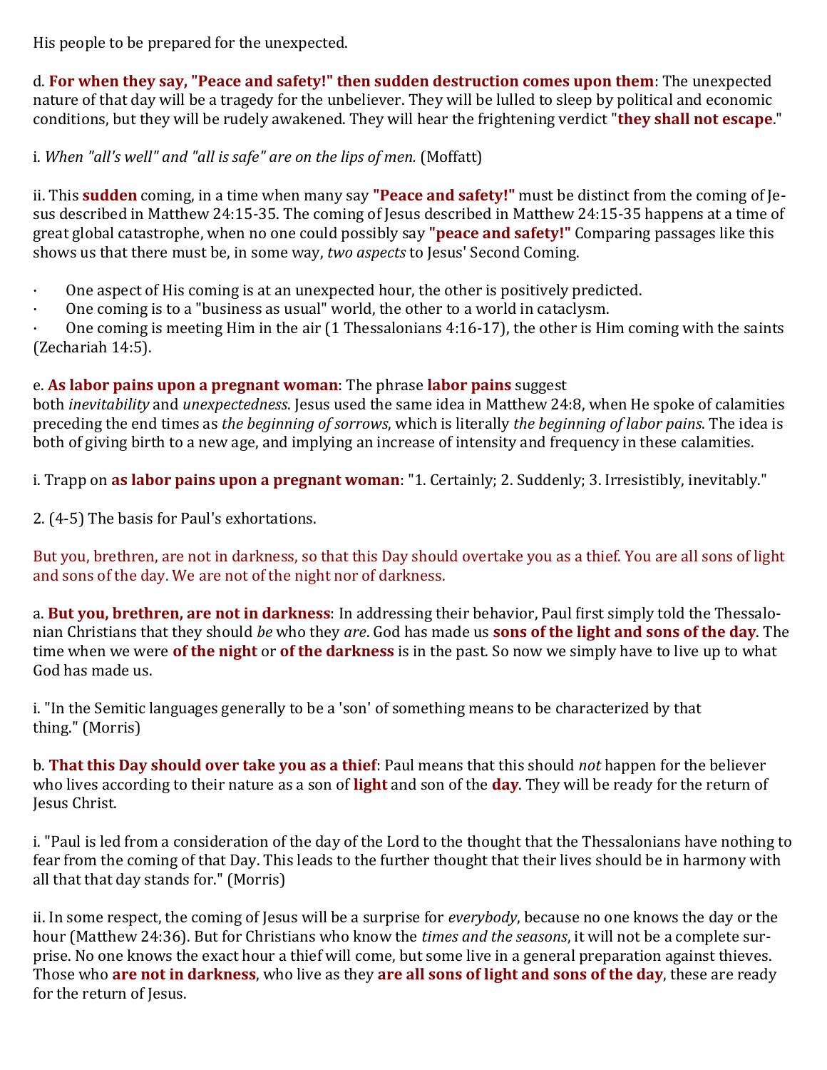His people to be prepared for the unexpected.

d. **For when they say, "Peace and safety!" then sudden destruction comes upon them**: The unexpected nature of that day will be a tragedy for the unbeliever. They will be lulled to sleep by political and economic conditions, but they will be rudely awakened. They will hear the frightening verdict "**they shall not escape**."

i. *When "all's well" and "all is safe" are on the lips of men.* (Moffatt)

ii. This **sudden** coming, in a time when many say **"Peace and safety!"** must be distinct from the coming of Jesus described in Matthew 24:15-35. The coming of Jesus described in Matthew 24:15-35 happens at a time of great global catastrophe, when no one could possibly say **"peace and safety!"** Comparing passages like this shows us that there must be, in some way, *two aspects* to Jesus' Second Coming.

- One aspect of His coming is at an unexpected hour, the other is positively predicted.
- One coming is to a "business as usual" world, the other to a world in cataclysm.
- One coming is meeting Him in the air (1 Thessalonians 4:16-17), the other is Him coming with the saints (Zechariah 14:5).

e. **As labor pains upon a pregnant woman**: The phrase **labor pains** suggest both *inevitability* and *unexpectedness*. Jesus used the same idea in Matthew 24:8, when He spoke of calamities preceding the end times as *the beginning of sorrows*, which is literally *the beginning of labor pains*. The idea is both of giving birth to a new age, and implying an increase of intensity and frequency in these calamities.

i. Trapp on **as labor pains upon a pregnant woman**: "1. Certainly; 2. Suddenly; 3. Irresistibly, inevitably."

2. (4-5) The basis for Paul's exhortations.

But you, brethren, are not in darkness, so that this Day should overtake you as a thief. You are all sons of light and sons of the day. We are not of the night nor of darkness.

a. **But you, brethren, are not in darkness**: In addressing their behavior, Paul first simply told the Thessalonian Christians that they should *be* who they *are*. God has made us **sons of the light and sons of the day**. The time when we were **of the night** or **of the darkness** is in the past. So now we simply have to live up to what God has made us.

i. "In the Semitic languages generally to be a 'son' of something means to be characterized by that thing." (Morris)

b. **That this Day should over take you as a thief**: Paul means that this should *not* happen for the believer who lives according to their nature as a son of **light** and son of the **day**. They will be ready for the return of Jesus Christ.

i. "Paul is led from a consideration of the day of the Lord to the thought that the Thessalonians have nothing to fear from the coming of that Day. This leads to the further thought that their lives should be in harmony with all that that day stands for." (Morris)

ii. In some respect, the coming of Jesus will be a surprise for *everybody*, because no one knows the day or the hour (Matthew 24:36). But for Christians who know the *times and the seasons*, it will not be a complete surprise. No one knows the exact hour a thief will come, but some live in a general preparation against thieves. Those who **are not in darkness**, who live as they **are all sons of light and sons of the day**, these are ready for the return of Jesus.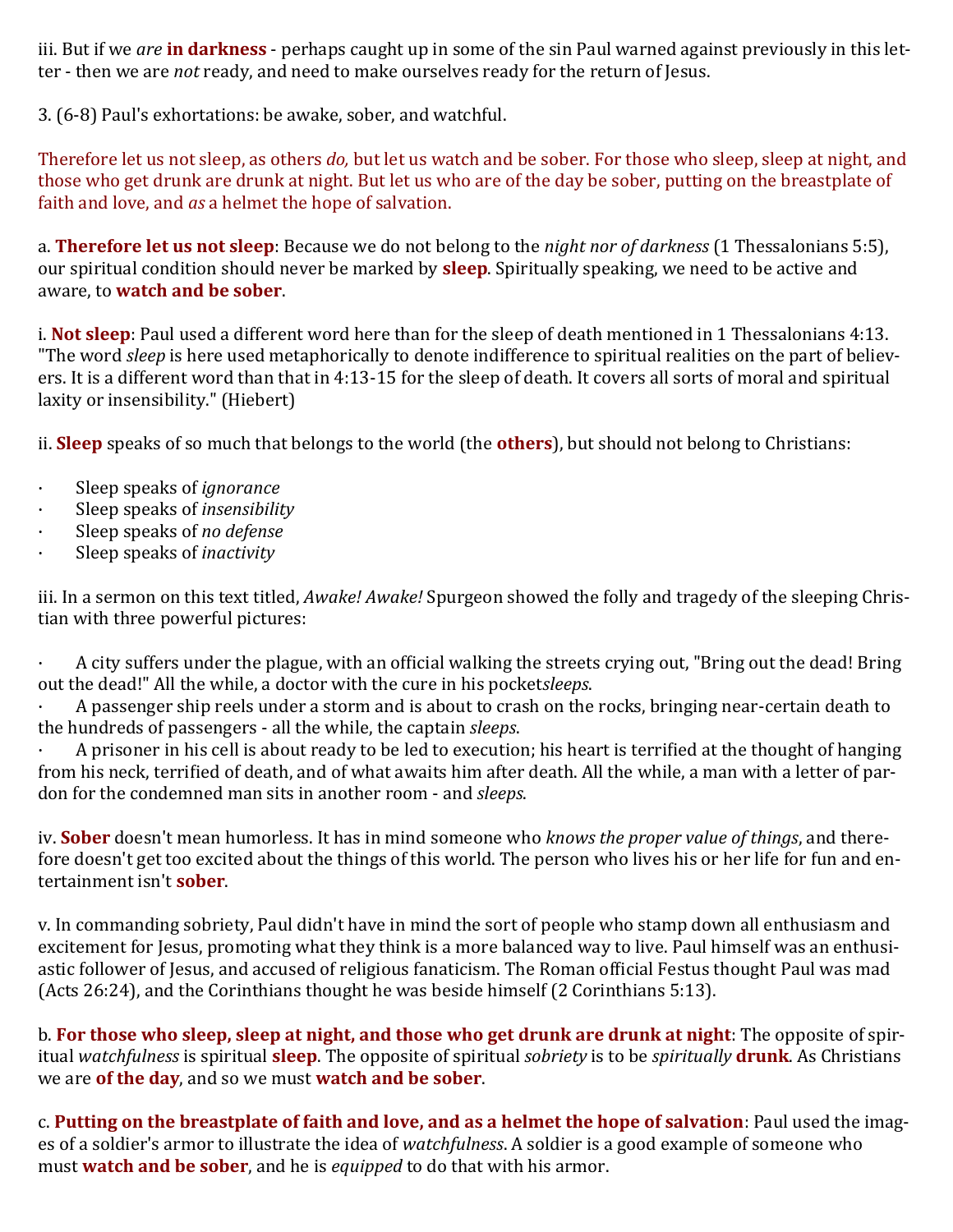iii. But if we *are* **in darkness** - perhaps caught up in some of the sin Paul warned against previously in this letter - then we are *not* ready, and need to make ourselves ready for the return of Jesus.

3. (6-8) Paul's exhortations: be awake, sober, and watchful.

Therefore let us not sleep, as others *do,* but let us watch and be sober. For those who sleep, sleep at night, and those who get drunk are drunk at night. But let us who are of the day be sober, putting on the breastplate of faith and love, and *as* a helmet the hope of salvation.

a. **Therefore let us not sleep**: Because we do not belong to the *night nor of darkness* (1 Thessalonians 5:5), our spiritual condition should never be marked by **sleep**. Spiritually speaking, we need to be active and aware, to **watch and be sober**.

i. **Not sleep**: Paul used a different word here than for the sleep of death mentioned in 1 Thessalonians 4:13. "The word *sleep* is here used metaphorically to denote indifference to spiritual realities on the part of believers. It is a different word than that in 4:13-15 for the sleep of death. It covers all sorts of moral and spiritual laxity or insensibility." (Hiebert)

ii. **Sleep** speaks of so much that belongs to the world (the **others**), but should not belong to Christians:

- Sleep speaks of *ignorance*
- Sleep speaks of *insensibility*
- Sleep speaks of *no defense*
- Sleep speaks of *inactivity*

iii. In a sermon on this text titled, *Awake! Awake!* Spurgeon showed the folly and tragedy of the sleeping Christian with three powerful pictures:

- A city suffers under the plague, with an official walking the streets crying out, "Bring out the dead! Bring out the dead!" All the while, a doctor with the cure in his pocket *sleeps*.
- A passenger ship reels under a storm and is about to crash on the rocks, bringing near-certain death to the hundreds of passengers - all the while, the captain *sleeps*.
- A prisoner in his cell is about ready to be led to execution; his heart is terrified at the thought of hanging from his neck, terrified of death, and of what awaits him after death. All the while, a man with a letter of pardon for the condemned man sits in another room - and *sleeps*.

iv. **Sober** doesn't mean humorless. It has in mind someone who *knows the proper value of things*, and therefore doesn't get too excited about the things of this world. The person who lives his or her life for fun and entertainment isn't **sober**.

v. In commanding sobriety, Paul didn't have in mind the sort of people who stamp down all enthusiasm and excitement for Jesus, promoting what they think is a more balanced way to live. Paul himself was an enthusiastic follower of Jesus, and accused of religious fanaticism. The Roman official Festus thought Paul was mad (Acts 26:24), and the Corinthians thought he was beside himself (2 Corinthians 5:13).

b. **For those who sleep, sleep at night, and those who get drunk are drunk at night**: The opposite of spiritual *watchfulness* is spiritual **sleep**. The opposite of spiritual *sobriety* is to be *spiritually* **drunk**. As Christians we are **of the day**, and so we must **watch and be sober**.

c. **Putting on the breastplate of faith and love, and as a helmet the hope of salvation**: Paul used the images of a soldier's armor to illustrate the idea of *watchfulness*. A soldier is a good example of someone who must **watch and be sober**, and he is *equipped* to do that with his armor.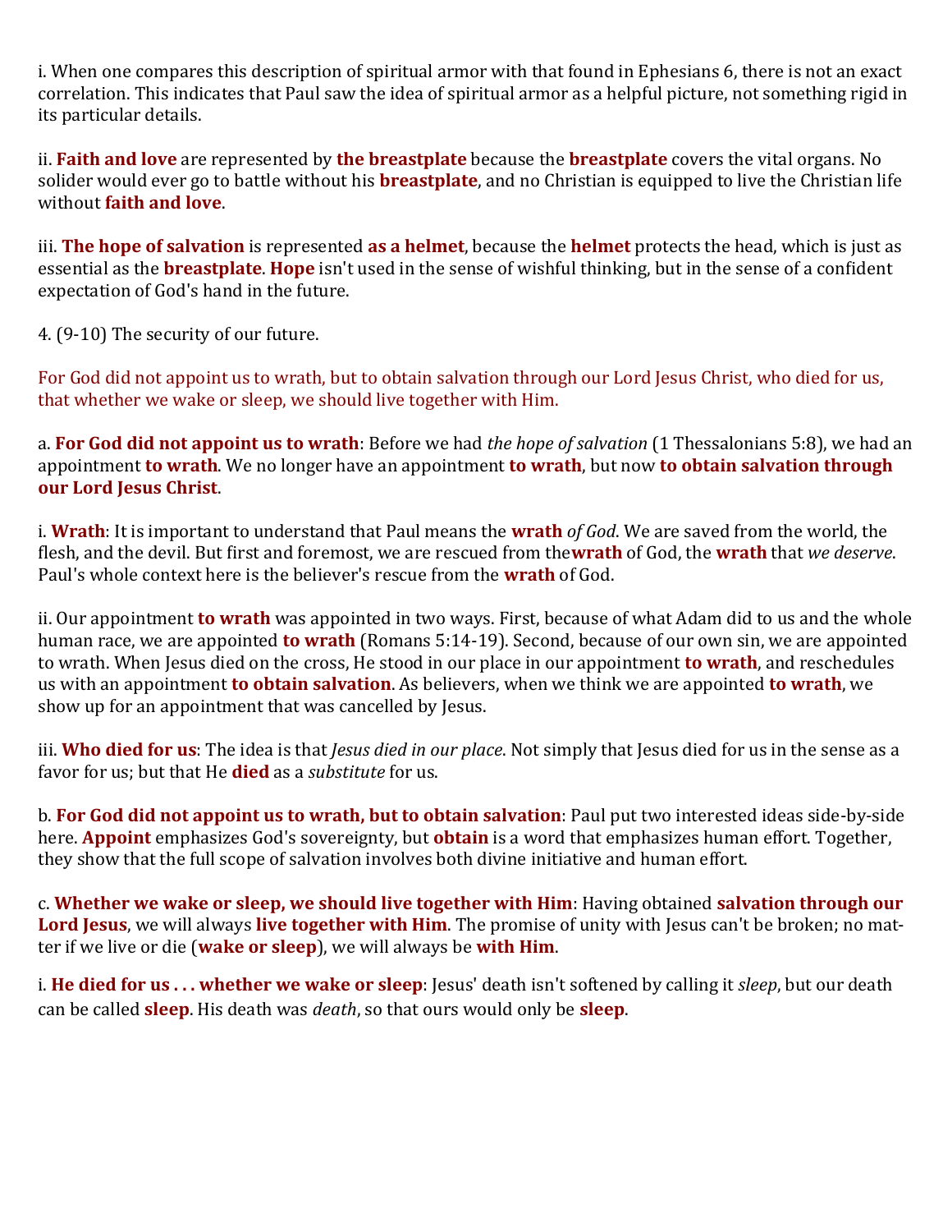i. When one compares this description of spiritual armor with that found in Ephesians 6, there is not an exact correlation. This indicates that Paul saw the idea of spiritual armor as a helpful picture, not something rigid in its particular details.

ii. **Faith and love** are represented by **the breastplate** because the **breastplate** covers the vital organs. No solider would ever go to battle without his **breastplate**, and no Christian is equipped to live the Christian life without **faith and love**.

iii. **The hope of salvation** is represented **as a helmet**, because the **helmet** protects the head, which is just as essential as the **breastplate**. **Hope** isn't used in the sense of wishful thinking, but in the sense of a confident expectation of God's hand in the future.

4. (9-10) The security of our future.

For God did not appoint us to wrath, but to obtain salvation through our Lord Jesus Christ, who died for us, that whether we wake or sleep, we should live together with Him.

a. **For God did not appoint us to wrath**: Before we had *the hope of salvation* (1 Thessalonians 5:8), we had an appointment **to wrath**. We no longer have an appointment **to wrath**, but now **to obtain salvation through our Lord Jesus Christ**.

i. **Wrath**: It is important to understand that Paul means the **wrath** *of God*. We are saved from the world, the flesh, and the devil. But first and foremost, we are rescued from the**wrath** of God, the **wrath** that *we deserve*. Paul's whole context here is the believer's rescue from the **wrath** of God.

ii. Our appointment **to wrath** was appointed in two ways. First, because of what Adam did to us and the whole human race, we are appointed **to wrath** (Romans 5:14-19). Second, because of our own sin, we are appointed to wrath. When Jesus died on the cross, He stood in our place in our appointment **to wrath**, and reschedules us with an appointment **to obtain salvation**. As believers, when we think we are appointed **to wrath**, we show up for an appointment that was cancelled by Jesus.

iii. **Who died for us**: The idea is that *Jesus died in our place*. Not simply that Jesus died for us in the sense as a favor for us; but that He **died** as a *substitute* for us.

b. **For God did not appoint us to wrath, but to obtain salvation**: Paul put two interested ideas side-by-side here. **Appoint** emphasizes God's sovereignty, but **obtain** is a word that emphasizes human effort. Together, they show that the full scope of salvation involves both divine initiative and human effort.

c. **Whether we wake or sleep, we should live together with Him**: Having obtained **salvation through our Lord Jesus**, we will always **live together with Him**. The promise of unity with Jesus can't be broken; no matter if we live or die (**wake or sleep**), we will always be **with Him**.

i. **He died for us . . . whether we wake or sleep**: Jesus' death isn't softened by calling it *sleep*, but our death can be called **sleep**. His death was *death*, so that ours would only be **sleep**.